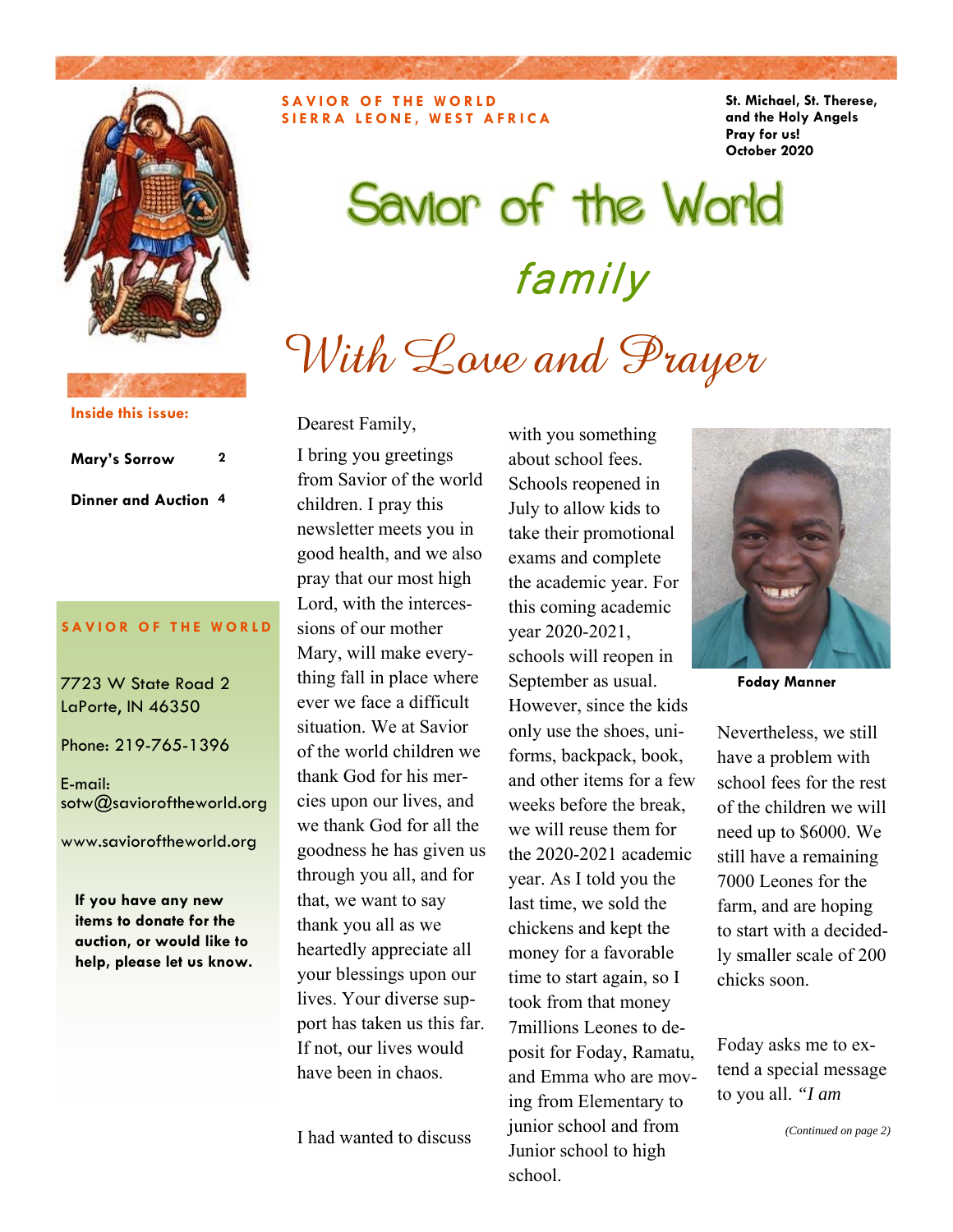**SAVIOR OF THE WORLD**
**SIERRA LEONE, WEST AFRICA**

**St. Michael, St. Therese, and the Holy Angels Pray for us!**
**October 2020**

# Savior of the World

## *family*

## *With Love and Prayer*

**Inside this issue:**

| | |
|---|---|
| **Mary's Sorrow** | **2** |
| **Dinner and Auction** | **4** |

**SAVIOR OF THE WORLD**

7723 W State Road 2
LaPorte, IN 46350

Phone: 219-765-1396

E-mail:
sotw@savioroftheworld.org

www.savioroftheworld.org

**If you have any new items to donate for the auction, or would like to help, please let us know.**

Dearest Family,

I bring you greetings from Savior of the world children. I pray this newsletter meets you in good health, and we also pray that our most high Lord, with the intercessions of our mother Mary, will make everything fall in place where ever we face a difficult situation. We at Savior of the world children we thank God for his mercies upon our lives, and we thank God for all the goodness he has given us through you all, and for that, we want to say thank you all as we heartedly appreciate all your blessings upon our lives. Your diverse support has taken us this far. If not, our lives would have been in chaos.

I had wanted to discuss with you something about school fees. Schools reopened in July to allow kids to take their promotional exams and complete the academic year. For this coming academic year 2020-2021, schools will reopen in September as usual. However, since the kids only use the shoes, uniforms, backpack, book, and other items for a few weeks before the break, we will reuse them for the 2020-2021 academic year. As I told you the last time, we sold the chickens and kept the money for a favorable time to start again, so I took from that money 7millions Leones to deposit for Foday, Ramatu, and Emma who are moving from Elementary to junior school and from Junior school to high school.

**Foday Manner**

Nevertheless, we still have a problem with school fees for the rest of the children we will need up to $6000. We still have a remaining 7000 Leones for the farm, and are hoping to start with a decidedly smaller scale of 200 chicks soon.

Foday asks me to extend a special message to you all. *"I am*

*(Continued on page 2)*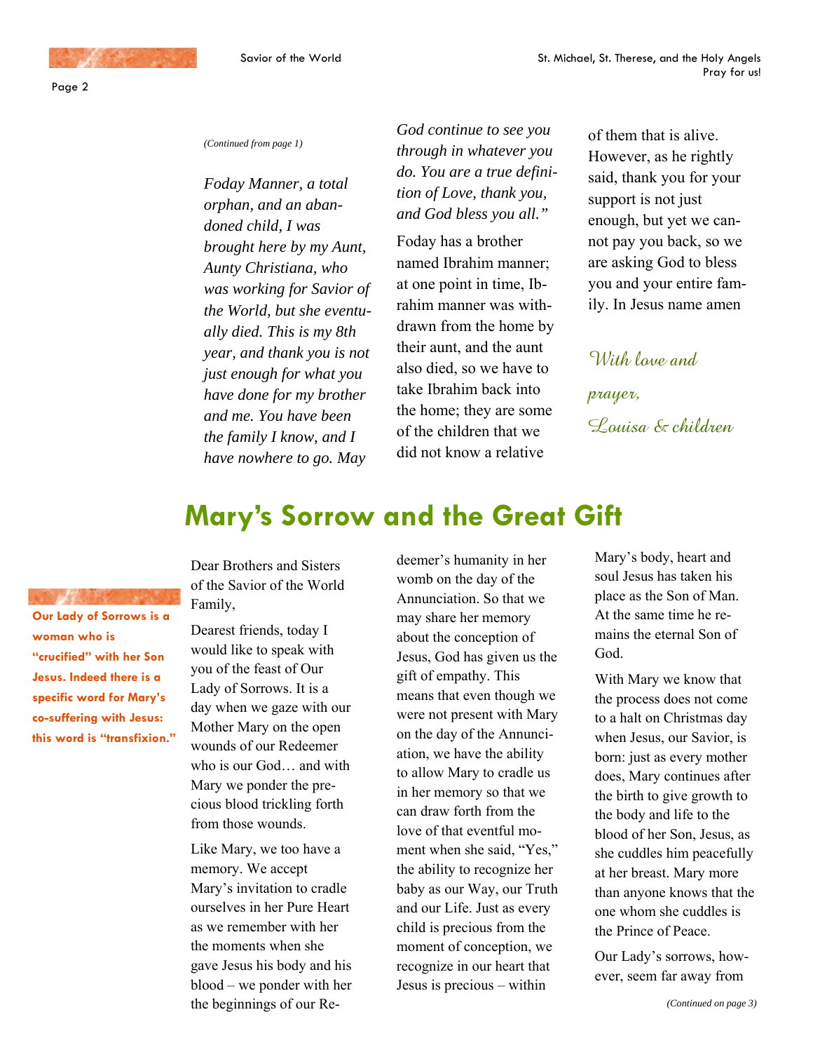*(Continued from page 1)*

*Foday Manner, a total orphan, and an abandoned child, I was brought here by my Aunt, Aunty Christiana, who was working for Savior of the World, but she eventually died. This is my 8th year, and thank you is not just enough for what you have done for my brother and me. You have been the family I know, and I have nowhere to go. May God continue to see you through in whatever you do. You are a true definition of Love, thank you, and God bless you all."*

Foday has a brother named Ibrahim manner; at one point in time, Ibrahim manner was withdrawn from the home by their aunt, and the aunt also died, so we have to take Ibrahim back into the home; they are some of the children that we did not know a relative of them that is alive. However, as he rightly said, thank you for your support is not just enough, but yet we cannot pay you back, so we are asking God to bless you and your entire family. In Jesus name amen

*With love and prayer,*
*Louisa & children*

# Mary's Sorrow and the Great Gift

**Our Lady of Sorrows is a woman who is "crucified" with her Son Jesus. Indeed there is a specific word for Mary's co-suffering with Jesus: this word is "transfixion."**

Dear Brothers and Sisters of the Savior of the World Family,

Dearest friends, today I would like to speak with you of the feast of Our Lady of Sorrows. It is a day when we gaze with our Mother Mary on the open wounds of our Redeemer who is our God… and with Mary we ponder the precious blood trickling forth from those wounds.

Like Mary, we too have a memory. We accept Mary's invitation to cradle ourselves in her Pure Heart as we remember with her the moments when she gave Jesus his body and his blood – we ponder with her the beginnings of our Redeemer's humanity in her womb on the day of the Annunciation. So that we may share her memory about the conception of Jesus, God has given us the gift of empathy. This means that even though we were not present with Mary on the day of the Annunciation, we have the ability to allow Mary to cradle us in her memory so that we can draw forth from the love of that eventful moment when she said, "Yes," the ability to recognize her baby as our Way, our Truth and our Life. Just as every child is precious from the moment of conception, we recognize in our heart that Jesus is precious – within Mary's body, heart and soul Jesus has taken his place as the Son of Man. At the same time he remains the eternal Son of God.

With Mary we know that the process does not come to a halt on Christmas day when Jesus, our Savior, is born: just as every mother does, Mary continues after the birth to give growth to the body and life to the blood of her Son, Jesus, as she cuddles him peacefully at her breast. Mary more than anyone knows that the one whom she cuddles is the Prince of Peace.

Our Lady's sorrows, however, seem far away from

*(Continued on page 3)*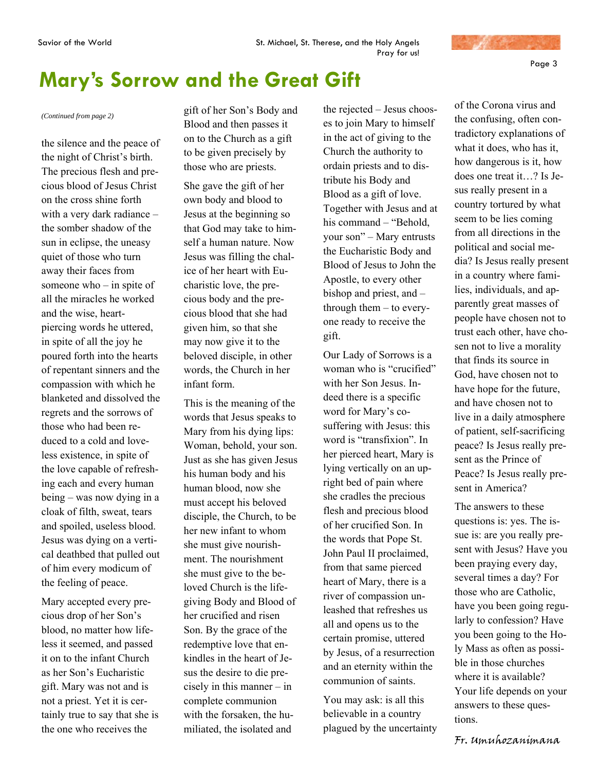# Mary's Sorrow and the Great Gift

*(Continued from page 2)*

the silence and the peace of the night of Christ's birth. The precious flesh and precious blood of Jesus Christ on the cross shine forth with a very dark radiance – the somber shadow of the sun in eclipse, the uneasy quiet of those who turn away their faces from someone who – in spite of all the miracles he worked and the wise, heart-piercing words he uttered, in spite of all the joy he poured forth into the hearts of repentant sinners and the compassion with which he blanketed and dissolved the regrets and the sorrows of those who had been reduced to a cold and loveless existence, in spite of the love capable of refreshing each and every human being – was now dying in a cloak of filth, sweat, tears and spoiled, useless blood. Jesus was dying on a vertical deathbed that pulled out of him every modicum of the feeling of peace.

Mary accepted every precious drop of her Son's blood, no matter how lifeless it seemed, and passed it on to the infant Church as her Son's Eucharistic gift. Mary was not and is not a priest. Yet it is certainly true to say that she is the one who receives the gift of her Son's Body and Blood and then passes it on to the Church as a gift to be given precisely by those who are priests.

She gave the gift of her own body and blood to Jesus at the beginning so that God may take to himself a human nature. Now Jesus was filling the chalice of her heart with Eucharistic love, the precious body and the precious blood that she had given him, so that she may now give it to the beloved disciple, in other words, the Church in her infant form.

This is the meaning of the words that Jesus speaks to Mary from his dying lips: Woman, behold, your son. Just as she has given Jesus his human body and his human blood, now she must accept his beloved disciple, the Church, to be her new infant to whom she must give nourishment. The nourishment she must give to the beloved Church is the life-giving Body and Blood of her crucified and risen Son. By the grace of the redemptive love that enkindles in the heart of Jesus the desire to die precisely in this manner – in complete communion with the forsaken, the humiliated, the isolated and the rejected – Jesus chooses to join Mary to himself in the act of giving to the Church the authority to ordain priests and to distribute his Body and Blood as a gift of love. Together with Jesus and at his command – "Behold, your son" – Mary entrusts the Eucharistic Body and Blood of Jesus to John the Apostle, to every other bishop and priest, and – through them – to everyone ready to receive the gift.

Our Lady of Sorrows is a woman who is "crucified" with her Son Jesus. Indeed there is a specific word for Mary's co-suffering with Jesus: this word is "transfixion". In her pierced heart, Mary is lying vertically on an upright bed of pain where she cradles the precious flesh and precious blood of her crucified Son. In the words that Pope St. John Paul II proclaimed, from that same pierced heart of Mary, there is a river of compassion unleashed that refreshes us all and opens us to the certain promise, uttered by Jesus, of a resurrection and an eternity within the communion of saints.

You may ask: is all this believable in a country plagued by the uncertainty of the Corona virus and the confusing, often contradictory explanations of what it does, who has it, how dangerous is it, how does one treat it…? Is Jesus really present in a country tortured by what seem to be lies coming from all directions in the political and social media? Is Jesus really present in a country where families, individuals, and apparently great masses of people have chosen not to trust each other, have chosen not to live a morality that finds its source in God, have chosen not to have hope for the future, and have chosen not to live in a daily atmosphere of patient, self-sacrificing peace? Is Jesus really present as the Prince of Peace? Is Jesus really present in America?

The answers to these questions is: yes. The issue is: are you really present with Jesus? Have you been praying every day, several times a day? For those who are Catholic, have you been going regularly to confession? Have you been going to the Holy Mass as often as possible in those churches where it is available? Your life depends on your answers to these questions.

*Fr. Umuhozanimana*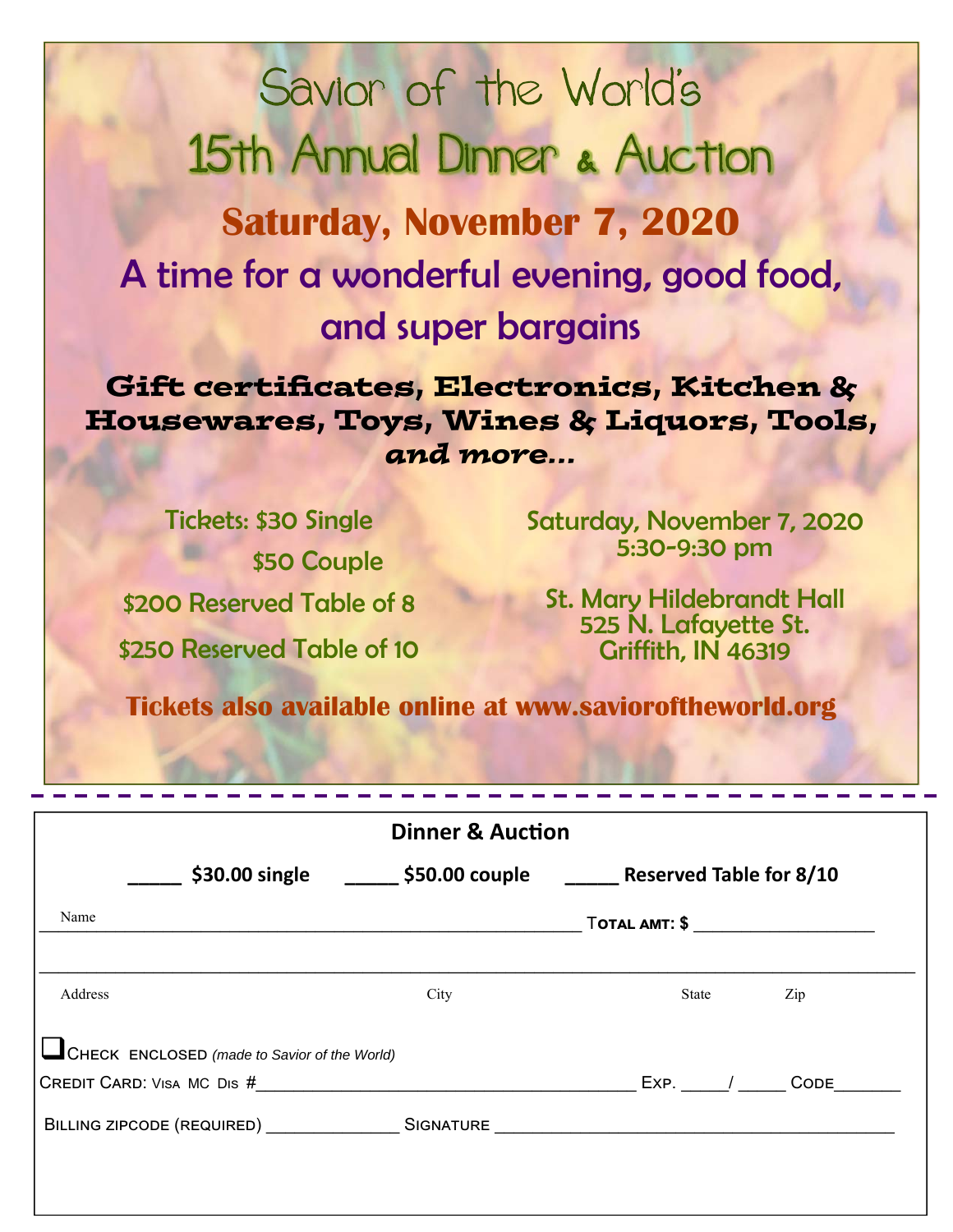# Savior of the World's

# 15th Annual Dinner & Auction

## Saturday, November 7, 2020

A time for a wonderful evening, good food, and super bargains

**Gift certificates, Electronics, Kitchen & Housewares, Toys, Wines & Liquors, Tools, *and more...***

Tickets: $30 Single
$50 Couple
$200 Reserved Table of 8
$250 Reserved Table of 10

Saturday, November 7, 2020
5:30-9:30 pm

St. Mary Hildebrandt Hall
525 N. Lafayette St.
Griffith, IN 46319

**Tickets also available online at www.savioroftheworld.org**

---

**Dinner & Auction**

**_____ $30.00 single _____ $50.00 couple _____ Reserved Table for 8/10**

Name ______________________________________________ TOTAL AMT: $ ________________

_____________________________________________________________________________

Address City State Zip

❑ CHECK ENCLOSED *(made to Savior of the World)*

CREDIT CARD: VISA MC DIS #_________________________________ EXP. _____/ _____ CODE_______

BILLING ZIPCODE (REQUIRED) _____________ SIGNATURE _____________________________________